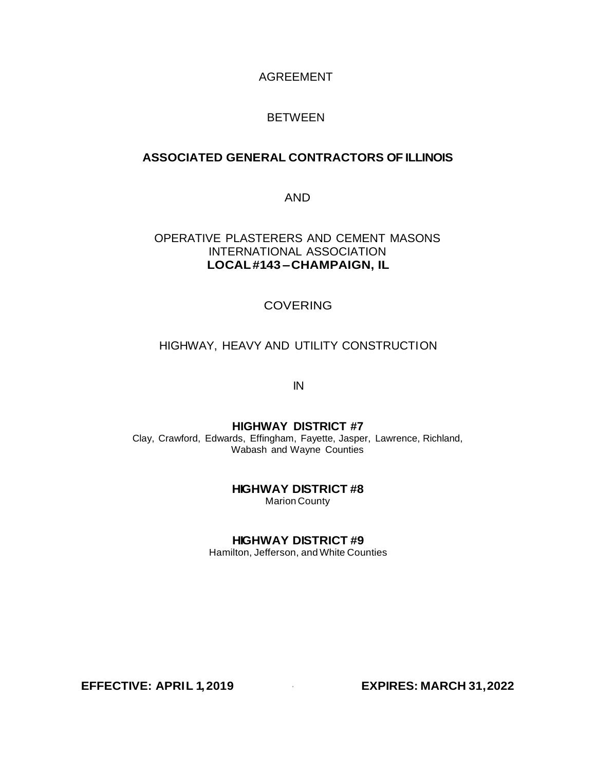AGREEMENT

BETWEEN

**ASSOCIATED GENERAL CONTRACTORS OF ILLINOIS**

AND

OPERATIVE PLASTERERS AND CEMENT MASONS
INTERNATIONAL ASSOCIATION
**LOCAL #143 – CHAMPAIGN, IL**

COVERING

HIGHWAY, HEAVY AND UTILITY CONSTRUCTION

IN

**HIGHWAY DISTRICT #7**
Clay, Crawford, Edwards, Effingham, Fayette, Jasper, Lawrence, Richland, Wabash and Wayne Counties

**HIGHWAY DISTRICT #8**
Marion County

**HIGHWAY DISTRICT #9**
Hamilton, Jefferson, and White Counties

**EFFECTIVE: APRIL 1, 2019** **EXPIRES: MARCH 31, 2022**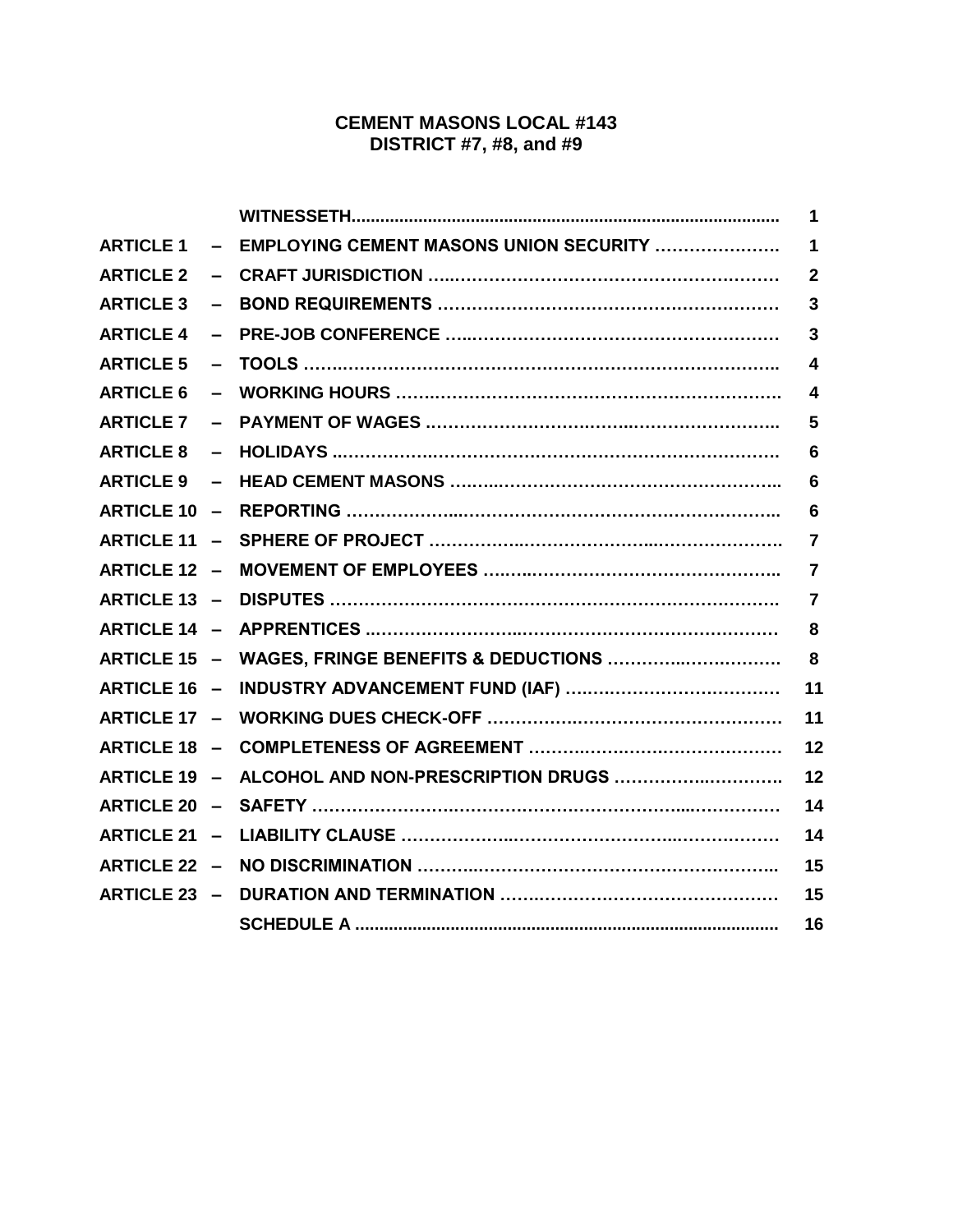# CEMENT MASONS LOCAL #143
## DISTRICT #7, #8, and #9

| | | | |
|---|---|---|---|
| | | WITNESSETH | 1 |
| ARTICLE 1 | – | EMPLOYING CEMENT MASONS UNION SECURITY | 1 |
| ARTICLE 2 | – | CRAFT JURISDICTION | 2 |
| ARTICLE 3 | – | BOND REQUIREMENTS | 3 |
| ARTICLE 4 | – | PRE-JOB CONFERENCE | 3 |
| ARTICLE 5 | – | TOOLS | 4 |
| ARTICLE 6 | – | WORKING HOURS | 4 |
| ARTICLE 7 | – | PAYMENT OF WAGES | 5 |
| ARTICLE 8 | – | HOLIDAYS | 6 |
| ARTICLE 9 | – | HEAD CEMENT MASONS | 6 |
| ARTICLE 10 | – | REPORTING | 6 |
| ARTICLE 11 | – | SPHERE OF PROJECT | 7 |
| ARTICLE 12 | – | MOVEMENT OF EMPLOYEES | 7 |
| ARTICLE 13 | – | DISPUTES | 7 |
| ARTICLE 14 | – | APPRENTICES | 8 |
| ARTICLE 15 | – | WAGES, FRINGE BENEFITS & DEDUCTIONS | 8 |
| ARTICLE 16 | – | INDUSTRY ADVANCEMENT FUND (IAF) | 11 |
| ARTICLE 17 | – | WORKING DUES CHECK-OFF | 11 |
| ARTICLE 18 | – | COMPLETENESS OF AGREEMENT | 12 |
| ARTICLE 19 | – | ALCOHOL AND NON-PRESCRIPTION DRUGS | 12 |
| ARTICLE 20 | – | SAFETY | 14 |
| ARTICLE 21 | – | LIABILITY CLAUSE | 14 |
| ARTICLE 22 | – | NO DISCRIMINATION | 15 |
| ARTICLE 23 | – | DURATION AND TERMINATION | 15 |
| | | SCHEDULE A | 16 |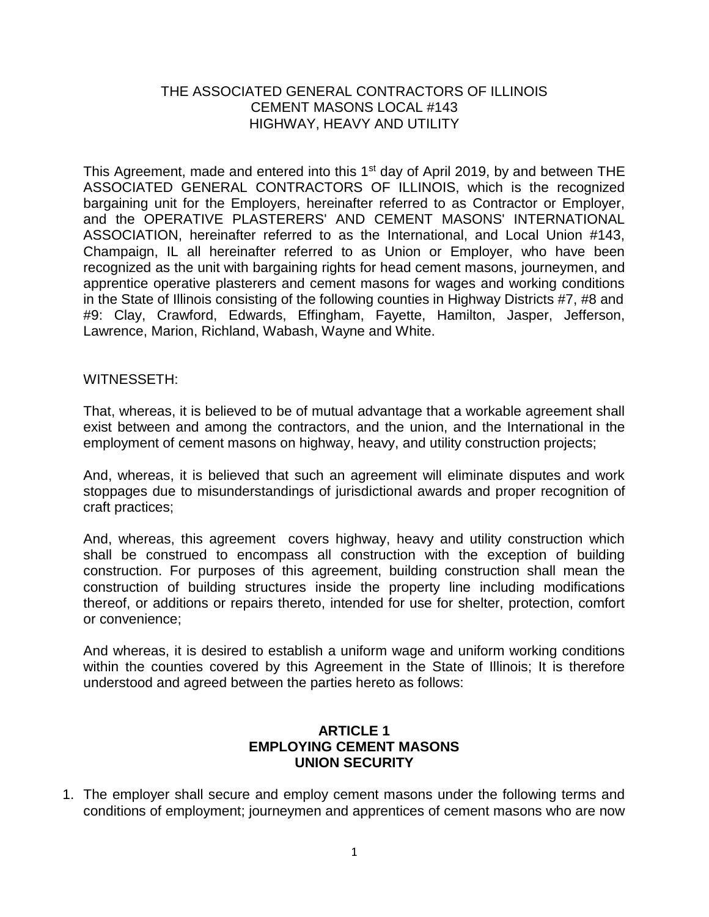THE ASSOCIATED GENERAL CONTRACTORS OF ILLINOIS
CEMENT MASONS LOCAL #143
HIGHWAY, HEAVY AND UTILITY

This Agreement, made and entered into this 1st day of April 2019, by and between THE ASSOCIATED GENERAL CONTRACTORS OF ILLINOIS, which is the recognized bargaining unit for the Employers, hereinafter referred to as Contractor or Employer, and the OPERATIVE PLASTERERS' AND CEMENT MASONS' INTERNATIONAL ASSOCIATION, hereinafter referred to as the International, and Local Union #143, Champaign, IL all hereinafter referred to as Union or Employer, who have been recognized as the unit with bargaining rights for head cement masons, journeymen, and apprentice operative plasterers and cement masons for wages and working conditions in the State of Illinois consisting of the following counties in Highway Districts #7, #8 and #9: Clay, Crawford, Edwards, Effingham, Fayette, Hamilton, Jasper, Jefferson, Lawrence, Marion, Richland, Wabash, Wayne and White.

WITNESSETH:

That, whereas, it is believed to be of mutual advantage that a workable agreement shall exist between and among the contractors, and the union, and the International in the employment of cement masons on highway, heavy, and utility construction projects;

And, whereas, it is believed that such an agreement will eliminate disputes and work stoppages due to misunderstandings of jurisdictional awards and proper recognition of craft practices;

And, whereas, this agreement covers highway, heavy and utility construction which shall be construed to encompass all construction with the exception of building construction. For purposes of this agreement, building construction shall mean the construction of building structures inside the property line including modifications thereof, or additions or repairs thereto, intended for use for shelter, protection, comfort or convenience;

And whereas, it is desired to establish a uniform wage and uniform working conditions within the counties covered by this Agreement in the State of Illinois; It is therefore understood and agreed between the parties hereto as follows:

## ARTICLE 1
## EMPLOYING CEMENT MASONS
## UNION SECURITY

1. The employer shall secure and employ cement masons under the following terms and conditions of employment; journeymen and apprentices of cement masons who are now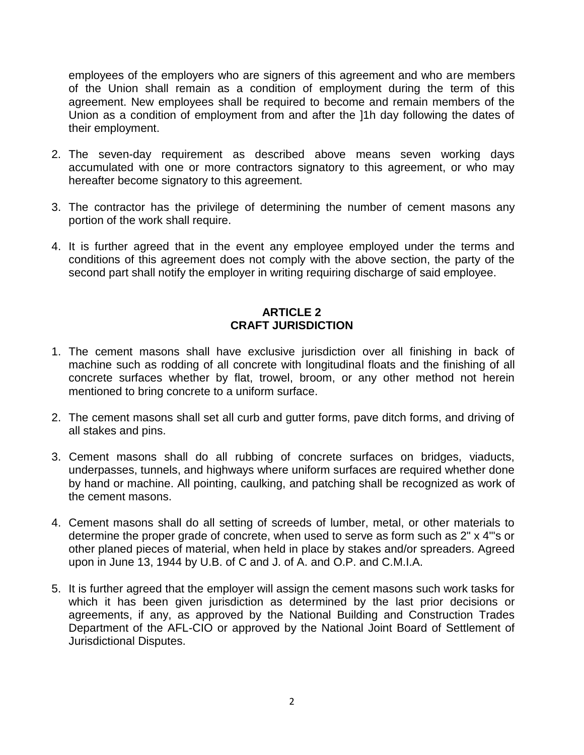employees of the employers who are signers of this agreement and who are members of the Union shall remain as a condition of employment during the term of this agreement. New employees shall be required to become and remain members of the Union as a condition of employment from and after the ]1h day following the dates of their employment.

2. The seven-day requirement as described above means seven working days accumulated with one or more contractors signatory to this agreement, or who may hereafter become signatory to this agreement.

3. The contractor has the privilege of determining the number of cement masons any portion of the work shall require.

4. It is further agreed that in the event any employee employed under the terms and conditions of this agreement does not comply with the above section, the party of the second part shall notify the employer in writing requiring discharge of said employee.

## ARTICLE 2
## CRAFT JURISDICTION

1. The cement masons shall have exclusive jurisdiction over all finishing in back of machine such as rodding of all concrete with longitudinal floats and the finishing of all concrete surfaces whether by flat, trowel, broom, or any other method not herein mentioned to bring concrete to a uniform surface.

2. The cement masons shall set all curb and gutter forms, pave ditch forms, and driving of all stakes and pins.

3. Cement masons shall do all rubbing of concrete surfaces on bridges, viaducts, underpasses, tunnels, and highways where uniform surfaces are required whether done by hand or machine. All pointing, caulking, and patching shall be recognized as work of the cement masons.

4. Cement masons shall do all setting of screeds of lumber, metal, or other materials to determine the proper grade of concrete, when used to serve as form such as 2" x 4"'s or other planed pieces of material, when held in place by stakes and/or spreaders. Agreed upon in June 13, 1944 by U.B. of C and J. of A. and O.P. and C.M.I.A.

5. It is further agreed that the employer will assign the cement masons such work tasks for which it has been given jurisdiction as determined by the last prior decisions or agreements, if any, as approved by the National Building and Construction Trades Department of the AFL-CIO or approved by the National Joint Board of Settlement of Jurisdictional Disputes.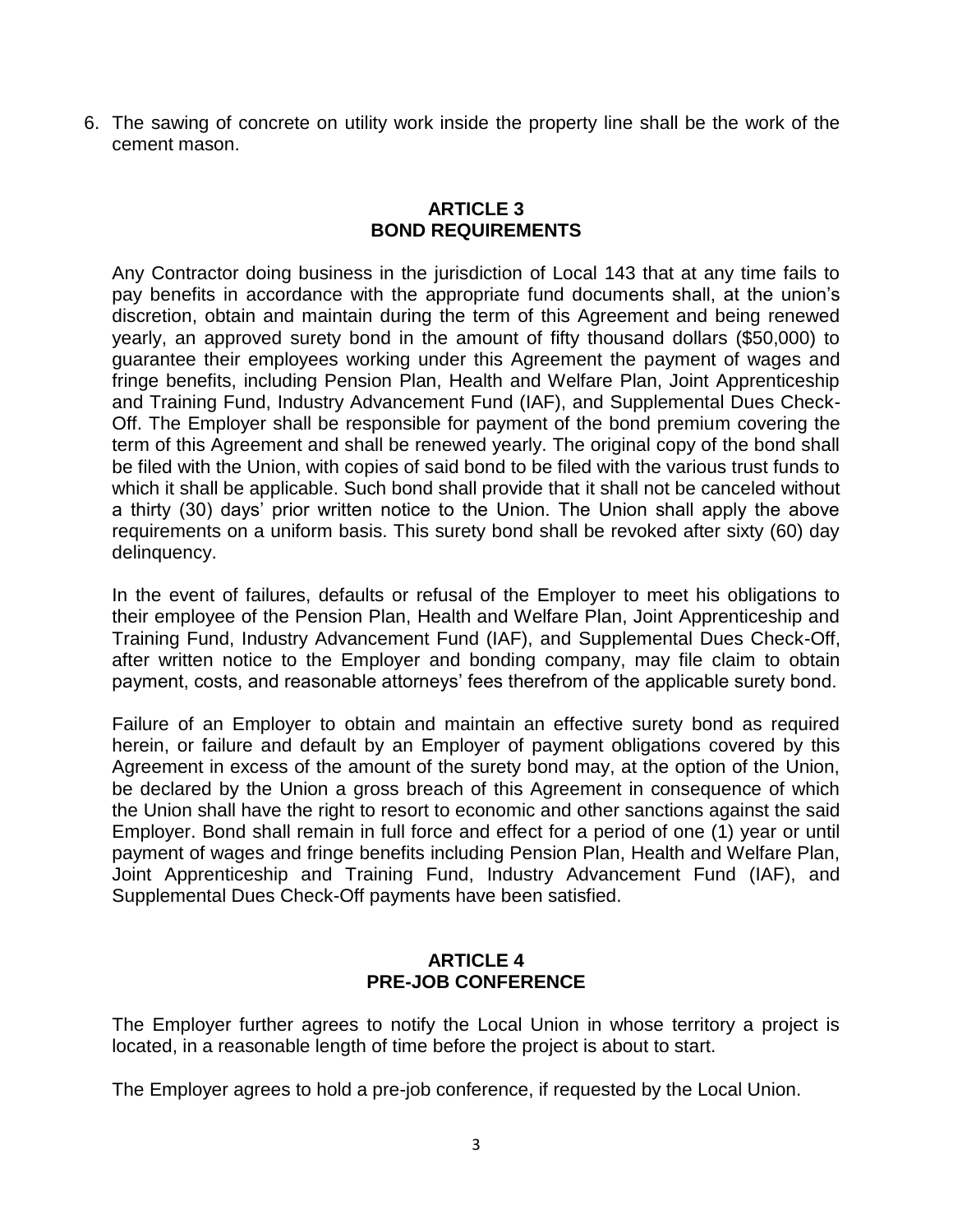6. The sawing of concrete on utility work inside the property line shall be the work of the cement mason.

## ARTICLE 3
## BOND REQUIREMENTS

Any Contractor doing business in the jurisdiction of Local 143 that at any time fails to pay benefits in accordance with the appropriate fund documents shall, at the union's discretion, obtain and maintain during the term of this Agreement and being renewed yearly, an approved surety bond in the amount of fifty thousand dollars ($50,000) to guarantee their employees working under this Agreement the payment of wages and fringe benefits, including Pension Plan, Health and Welfare Plan, Joint Apprenticeship and Training Fund, Industry Advancement Fund (IAF), and Supplemental Dues Check-Off. The Employer shall be responsible for payment of the bond premium covering the term of this Agreement and shall be renewed yearly. The original copy of the bond shall be filed with the Union, with copies of said bond to be filed with the various trust funds to which it shall be applicable. Such bond shall provide that it shall not be canceled without a thirty (30) days' prior written notice to the Union. The Union shall apply the above requirements on a uniform basis. This surety bond shall be revoked after sixty (60) day delinquency.

In the event of failures, defaults or refusal of the Employer to meet his obligations to their employee of the Pension Plan, Health and Welfare Plan, Joint Apprenticeship and Training Fund, Industry Advancement Fund (IAF), and Supplemental Dues Check-Off, after written notice to the Employer and bonding company, may file claim to obtain payment, costs, and reasonable attorneys' fees therefrom of the applicable surety bond.

Failure of an Employer to obtain and maintain an effective surety bond as required herein, or failure and default by an Employer of payment obligations covered by this Agreement in excess of the amount of the surety bond may, at the option of the Union, be declared by the Union a gross breach of this Agreement in consequence of which the Union shall have the right to resort to economic and other sanctions against the said Employer. Bond shall remain in full force and effect for a period of one (1) year or until payment of wages and fringe benefits including Pension Plan, Health and Welfare Plan, Joint Apprenticeship and Training Fund, Industry Advancement Fund (IAF), and Supplemental Dues Check-Off payments have been satisfied.

## ARTICLE 4
## PRE-JOB CONFERENCE

The Employer further agrees to notify the Local Union in whose territory a project is located, in a reasonable length of time before the project is about to start.

The Employer agrees to hold a pre-job conference, if requested by the Local Union.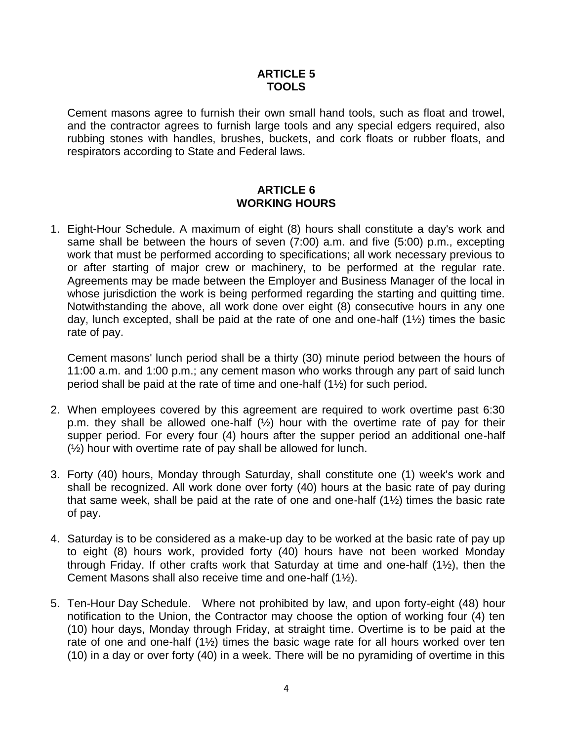## ARTICLE 5
## TOOLS

Cement masons agree to furnish their own small hand tools, such as float and trowel, and the contractor agrees to furnish large tools and any special edgers required, also rubbing stones with handles, brushes, buckets, and cork floats or rubber floats, and respirators according to State and Federal laws.

## ARTICLE 6
## WORKING HOURS

1. Eight-Hour Schedule. A maximum of eight (8) hours shall constitute a day's work and same shall be between the hours of seven (7:00) a.m. and five (5:00) p.m., excepting work that must be performed according to specifications; all work necessary previous to or after starting of major crew or machinery, to be performed at the regular rate. Agreements may be made between the Employer and Business Manager of the local in whose jurisdiction the work is being performed regarding the starting and quitting time. Notwithstanding the above, all work done over eight (8) consecutive hours in any one day, lunch excepted, shall be paid at the rate of one and one-half (1½) times the basic rate of pay.

   Cement masons' lunch period shall be a thirty (30) minute period between the hours of 11:00 a.m. and 1:00 p.m.; any cement mason who works through any part of said lunch period shall be paid at the rate of time and one-half (1½) for such period.

2. When employees covered by this agreement are required to work overtime past 6:30 p.m. they shall be allowed one-half (½) hour with the overtime rate of pay for their supper period. For every four (4) hours after the supper period an additional one-half (½) hour with overtime rate of pay shall be allowed for lunch.

3. Forty (40) hours, Monday through Saturday, shall constitute one (1) week's work and shall be recognized. All work done over forty (40) hours at the basic rate of pay during that same week, shall be paid at the rate of one and one-half (1½) times the basic rate of pay.

4. Saturday is to be considered as a make-up day to be worked at the basic rate of pay up to eight (8) hours work, provided forty (40) hours have not been worked Monday through Friday. If other crafts work that Saturday at time and one-half (1½), then the Cement Masons shall also receive time and one-half (1½).

5. Ten-Hour Day Schedule. Where not prohibited by law, and upon forty-eight (48) hour notification to the Union, the Contractor may choose the option of working four (4) ten (10) hour days, Monday through Friday, at straight time. Overtime is to be paid at the rate of one and one-half (1½) times the basic wage rate for all hours worked over ten (10) in a day or over forty (40) in a week. There will be no pyramiding of overtime in this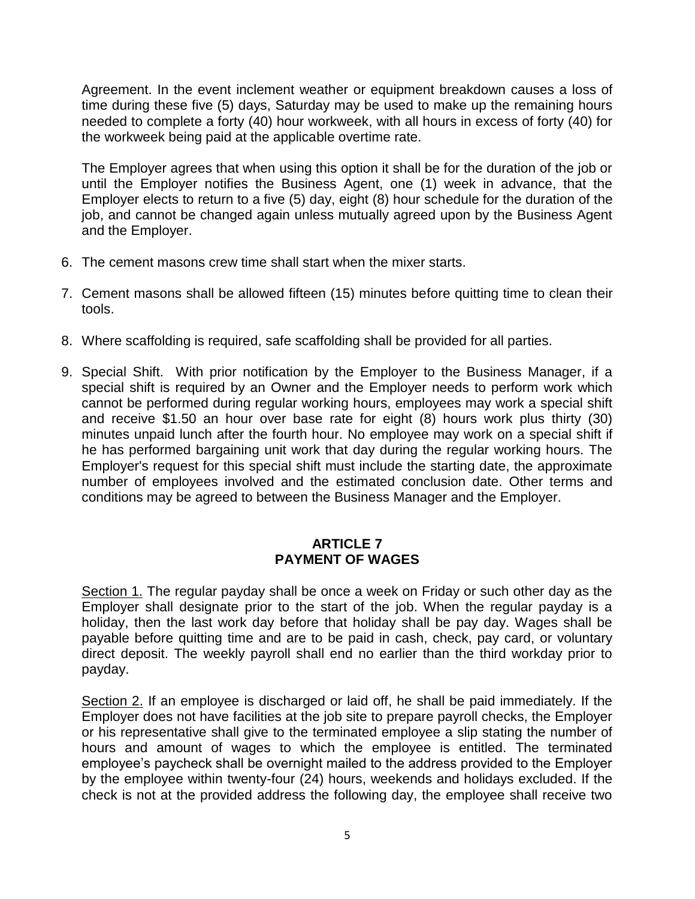Agreement. In the event inclement weather or equipment breakdown causes a loss of time during these five (5) days, Saturday may be used to make up the remaining hours needed to complete a forty (40) hour workweek, with all hours in excess of forty (40) for the workweek being paid at the applicable overtime rate.

The Employer agrees that when using this option it shall be for the duration of the job or until the Employer notifies the Business Agent, one (1) week in advance, that the Employer elects to return to a five (5) day, eight (8) hour schedule for the duration of the job, and cannot be changed again unless mutually agreed upon by the Business Agent and the Employer.

6. The cement masons crew time shall start when the mixer starts.

7. Cement masons shall be allowed fifteen (15) minutes before quitting time to clean their tools.

8. Where scaffolding is required, safe scaffolding shall be provided for all parties.

9. Special Shift. With prior notification by the Employer to the Business Manager, if a special shift is required by an Owner and the Employer needs to perform work which cannot be performed during regular working hours, employees may work a special shift and receive $1.50 an hour over base rate for eight (8) hours work plus thirty (30) minutes unpaid lunch after the fourth hour. No employee may work on a special shift if he has performed bargaining unit work that day during the regular working hours. The Employer's request for this special shift must include the starting date, the approximate number of employees involved and the estimated conclusion date. Other terms and conditions may be agreed to between the Business Manager and the Employer.

## ARTICLE 7
## PAYMENT OF WAGES

Section 1. The regular payday shall be once a week on Friday or such other day as the Employer shall designate prior to the start of the job. When the regular payday is a holiday, then the last work day before that holiday shall be pay day. Wages shall be payable before quitting time and are to be paid in cash, check, pay card, or voluntary direct deposit. The weekly payroll shall end no earlier than the third workday prior to payday.

Section 2. If an employee is discharged or laid off, he shall be paid immediately. If the Employer does not have facilities at the job site to prepare payroll checks, the Employer or his representative shall give to the terminated employee a slip stating the number of hours and amount of wages to which the employee is entitled. The terminated employee's paycheck shall be overnight mailed to the address provided to the Employer by the employee within twenty-four (24) hours, weekends and holidays excluded. If the check is not at the provided address the following day, the employee shall receive two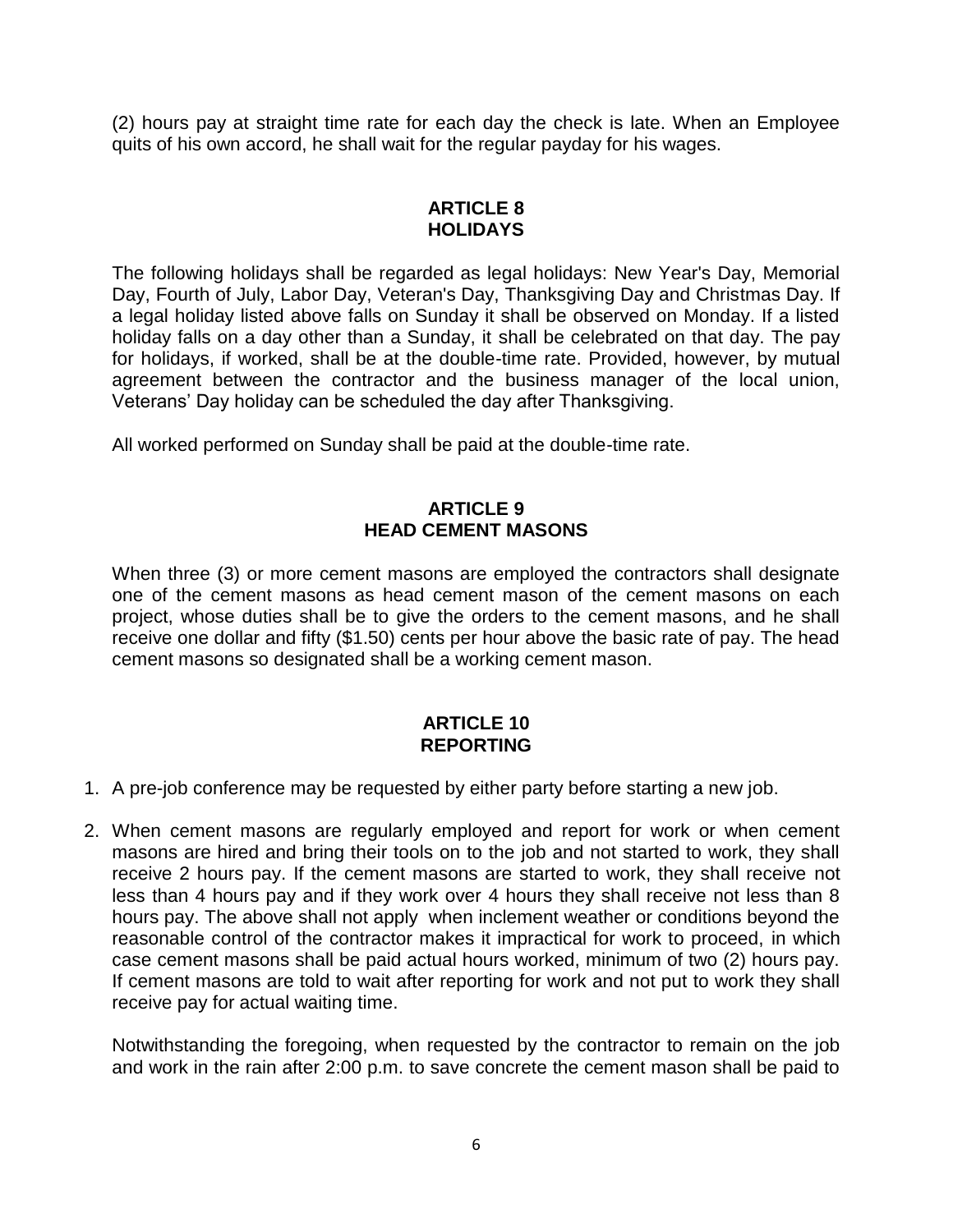(2) hours pay at straight time rate for each day the check is late. When an Employee quits of his own accord, he shall wait for the regular payday for his wages.

## ARTICLE 8
## HOLIDAYS

The following holidays shall be regarded as legal holidays: New Year's Day, Memorial Day, Fourth of July, Labor Day, Veteran's Day, Thanksgiving Day and Christmas Day. If a legal holiday listed above falls on Sunday it shall be observed on Monday. If a listed holiday falls on a day other than a Sunday, it shall be celebrated on that day. The pay for holidays, if worked, shall be at the double-time rate. Provided, however, by mutual agreement between the contractor and the business manager of the local union, Veterans' Day holiday can be scheduled the day after Thanksgiving.

All worked performed on Sunday shall be paid at the double-time rate.

## ARTICLE 9
## HEAD CEMENT MASONS

When three (3) or more cement masons are employed the contractors shall designate one of the cement masons as head cement mason of the cement masons on each project, whose duties shall be to give the orders to the cement masons, and he shall receive one dollar and fifty ($1.50) cents per hour above the basic rate of pay. The head cement masons so designated shall be a working cement mason.

## ARTICLE 10
## REPORTING

1. A pre-job conference may be requested by either party before starting a new job.

2. When cement masons are regularly employed and report for work or when cement masons are hired and bring their tools on to the job and not started to work, they shall receive 2 hours pay. If the cement masons are started to work, they shall receive not less than 4 hours pay and if they work over 4 hours they shall receive not less than 8 hours pay. The above shall not apply when inclement weather or conditions beyond the reasonable control of the contractor makes it impractical for work to proceed, in which case cement masons shall be paid actual hours worked, minimum of two (2) hours pay. If cement masons are told to wait after reporting for work and not put to work they shall receive pay for actual waiting time.

   Notwithstanding the foregoing, when requested by the contractor to remain on the job and work in the rain after 2:00 p.m. to save concrete the cement mason shall be paid to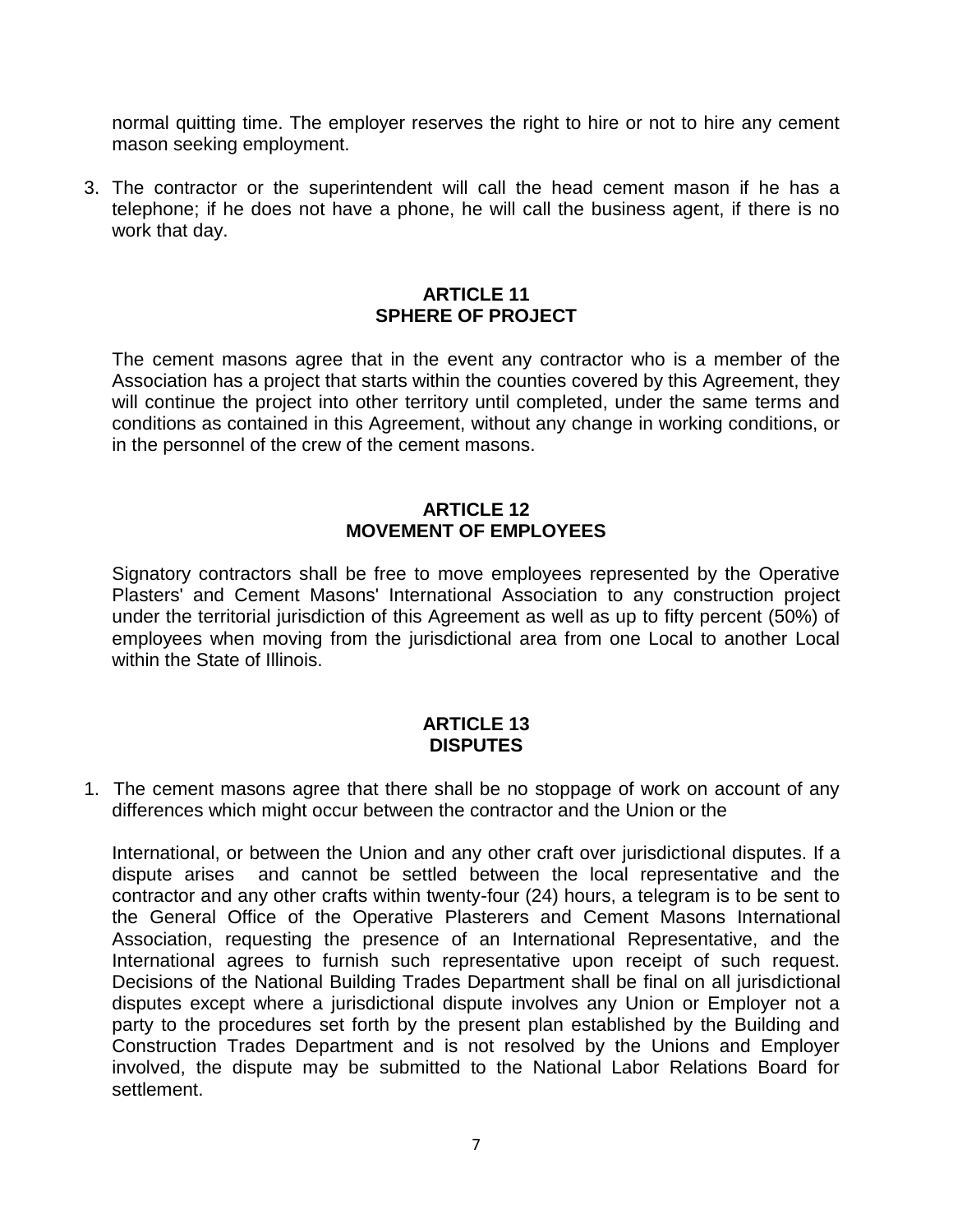normal quitting time. The employer reserves the right to hire or not to hire any cement mason seeking employment.

3. The contractor or the superintendent will call the head cement mason if he has a telephone; if he does not have a phone, he will call the business agent, if there is no work that day.

## ARTICLE 11
## SPHERE OF PROJECT

The cement masons agree that in the event any contractor who is a member of the Association has a project that starts within the counties covered by this Agreement, they will continue the project into other territory until completed, under the same terms and conditions as contained in this Agreement, without any change in working conditions, or in the personnel of the crew of the cement masons.

## ARTICLE 12
## MOVEMENT OF EMPLOYEES

Signatory contractors shall be free to move employees represented by the Operative Plasters' and Cement Masons' International Association to any construction project under the territorial jurisdiction of this Agreement as well as up to fifty percent (50%) of employees when moving from the jurisdictional area from one Local to another Local within the State of Illinois.

## ARTICLE 13
## DISPUTES

1. The cement masons agree that there shall be no stoppage of work on account of any differences which might occur between the contractor and the Union or the

   International, or between the Union and any other craft over jurisdictional disputes. If a dispute arises and cannot be settled between the local representative and the contractor and any other crafts within twenty-four (24) hours, a telegram is to be sent to the General Office of the Operative Plasterers and Cement Masons International Association, requesting the presence of an International Representative, and the International agrees to furnish such representative upon receipt of such request. Decisions of the National Building Trades Department shall be final on all jurisdictional disputes except where a jurisdictional dispute involves any Union or Employer not a party to the procedures set forth by the present plan established by the Building and Construction Trades Department and is not resolved by the Unions and Employer involved, the dispute may be submitted to the National Labor Relations Board for settlement.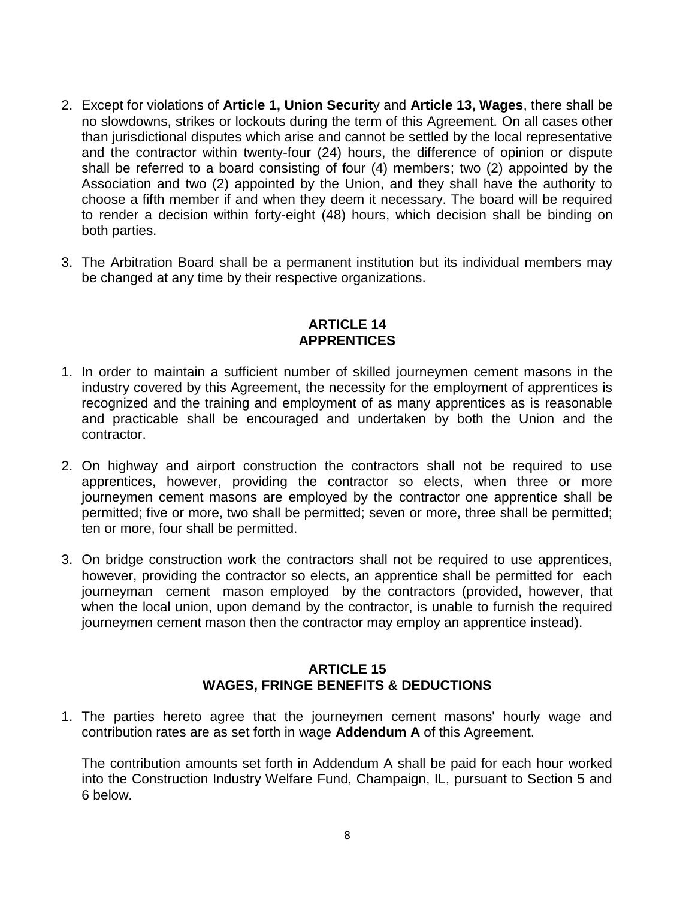2. Except for violations of **Article 1, Union Security** and **Article 13, Wages**, there shall be no slowdowns, strikes or lockouts during the term of this Agreement. On all cases other than jurisdictional disputes which arise and cannot be settled by the local representative and the contractor within twenty-four (24) hours, the difference of opinion or dispute shall be referred to a board consisting of four (4) members; two (2) appointed by the Association and two (2) appointed by the Union, and they shall have the authority to choose a fifth member if and when they deem it necessary. The board will be required to render a decision within forty-eight (48) hours, which decision shall be binding on both parties.

3. The Arbitration Board shall be a permanent institution but its individual members may be changed at any time by their respective organizations.

## ARTICLE 14
## APPRENTICES

1. In order to maintain a sufficient number of skilled journeymen cement masons in the industry covered by this Agreement, the necessity for the employment of apprentices is recognized and the training and employment of as many apprentices as is reasonable and practicable shall be encouraged and undertaken by both the Union and the contractor.

2. On highway and airport construction the contractors shall not be required to use apprentices, however, providing the contractor so elects, when three or more journeymen cement masons are employed by the contractor one apprentice shall be permitted; five or more, two shall be permitted; seven or more, three shall be permitted; ten or more, four shall be permitted.

3. On bridge construction work the contractors shall not be required to use apprentices, however, providing the contractor so elects, an apprentice shall be permitted for each journeyman cement mason employed by the contractors (provided, however, that when the local union, upon demand by the contractor, is unable to furnish the required journeymen cement mason then the contractor may employ an apprentice instead).

## ARTICLE 15
## WAGES, FRINGE BENEFITS & DEDUCTIONS

1. The parties hereto agree that the journeymen cement masons' hourly wage and contribution rates are as set forth in wage **Addendum A** of this Agreement.

   The contribution amounts set forth in Addendum A shall be paid for each hour worked into the Construction Industry Welfare Fund, Champaign, IL, pursuant to Section 5 and 6 below.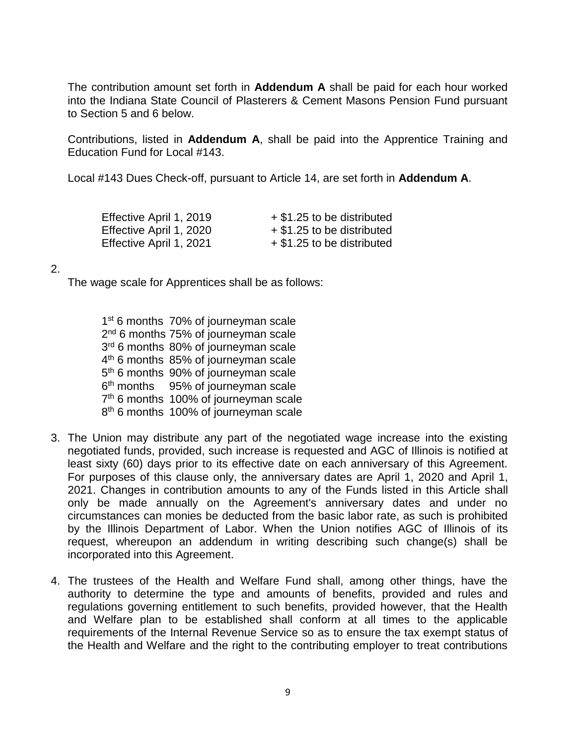The contribution amount set forth in **Addendum A** shall be paid for each hour worked into the Indiana State Council of Plasterers & Cement Masons Pension Fund pursuant to Section 5 and 6 below.

Contributions, listed in **Addendum A**, shall be paid into the Apprentice Training and Education Fund for Local #143.

Local #143 Dues Check-off, pursuant to Article 14, are set forth in **Addendum A**.

| | |
|---|---|
| Effective April 1, 2019 | + $1.25 to be distributed |
| Effective April 1, 2020 | + $1.25 to be distributed |
| Effective April 1, 2021 | + $1.25 to be distributed |

2. The wage scale for Apprentices shall be as follows:

   1st 6 months 70% of journeyman scale
   2nd 6 months 75% of journeyman scale
   3rd 6 months 80% of journeyman scale
   4th 6 months 85% of journeyman scale
   5th 6 months 90% of journeyman scale
   6th months 95% of journeyman scale
   7th 6 months 100% of journeyman scale
   8th 6 months 100% of journeyman scale

3. The Union may distribute any part of the negotiated wage increase into the existing negotiated funds, provided, such increase is requested and AGC of Illinois is notified at least sixty (60) days prior to its effective date on each anniversary of this Agreement. For purposes of this clause only, the anniversary dates are April 1, 2020 and April 1, 2021. Changes in contribution amounts to any of the Funds listed in this Article shall only be made annually on the Agreement's anniversary dates and under no circumstances can monies be deducted from the basic labor rate, as such is prohibited by the Illinois Department of Labor. When the Union notifies AGC of Illinois of its request, whereupon an addendum in writing describing such change(s) shall be incorporated into this Agreement.

4. The trustees of the Health and Welfare Fund shall, among other things, have the authority to determine the type and amounts of benefits, provided and rules and regulations governing entitlement to such benefits, provided however, that the Health and Welfare plan to be established shall conform at all times to the applicable requirements of the Internal Revenue Service so as to ensure the tax exempt status of the Health and Welfare and the right to the contributing employer to treat contributions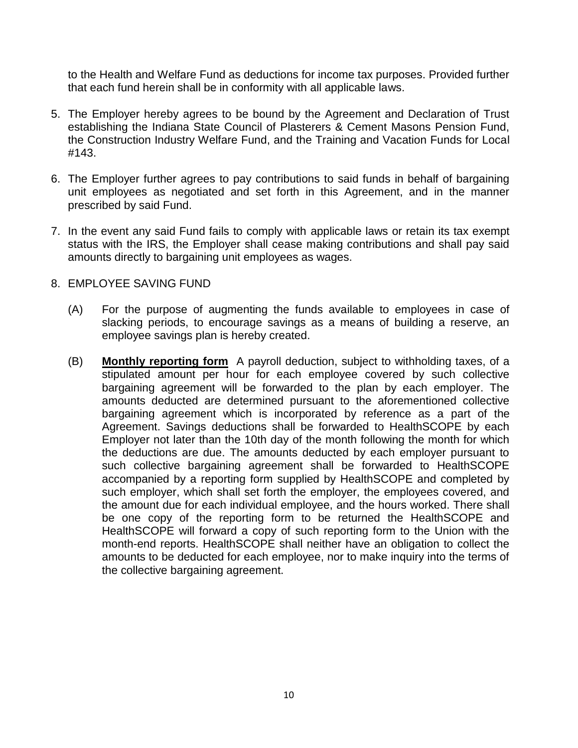to the Health and Welfare Fund as deductions for income tax purposes. Provided further that each fund herein shall be in conformity with all applicable laws.

5. The Employer hereby agrees to be bound by the Agreement and Declaration of Trust establishing the Indiana State Council of Plasterers & Cement Masons Pension Fund, the Construction Industry Welfare Fund, and the Training and Vacation Funds for Local #143.

6. The Employer further agrees to pay contributions to said funds in behalf of bargaining unit employees as negotiated and set forth in this Agreement, and in the manner prescribed by said Fund.

7. In the event any said Fund fails to comply with applicable laws or retain its tax exempt status with the IRS, the Employer shall cease making contributions and shall pay said amounts directly to bargaining unit employees as wages.

8. EMPLOYEE SAVING FUND

   (A) For the purpose of augmenting the funds available to employees in case of slacking periods, to encourage savings as a means of building a reserve, an employee savings plan is hereby created.

   (B) **Monthly reporting form** A payroll deduction, subject to withholding taxes, of a stipulated amount per hour for each employee covered by such collective bargaining agreement will be forwarded to the plan by each employer. The amounts deducted are determined pursuant to the aforementioned collective bargaining agreement which is incorporated by reference as a part of the Agreement. Savings deductions shall be forwarded to HealthSCOPE by each Employer not later than the 10th day of the month following the month for which the deductions are due. The amounts deducted by each employer pursuant to such collective bargaining agreement shall be forwarded to HealthSCOPE accompanied by a reporting form supplied by HealthSCOPE and completed by such employer, which shall set forth the employer, the employees covered, and the amount due for each individual employee, and the hours worked. There shall be one copy of the reporting form to be returned the HealthSCOPE and HealthSCOPE will forward a copy of such reporting form to the Union with the month-end reports. HealthSCOPE shall neither have an obligation to collect the amounts to be deducted for each employee, nor to make inquiry into the terms of the collective bargaining agreement.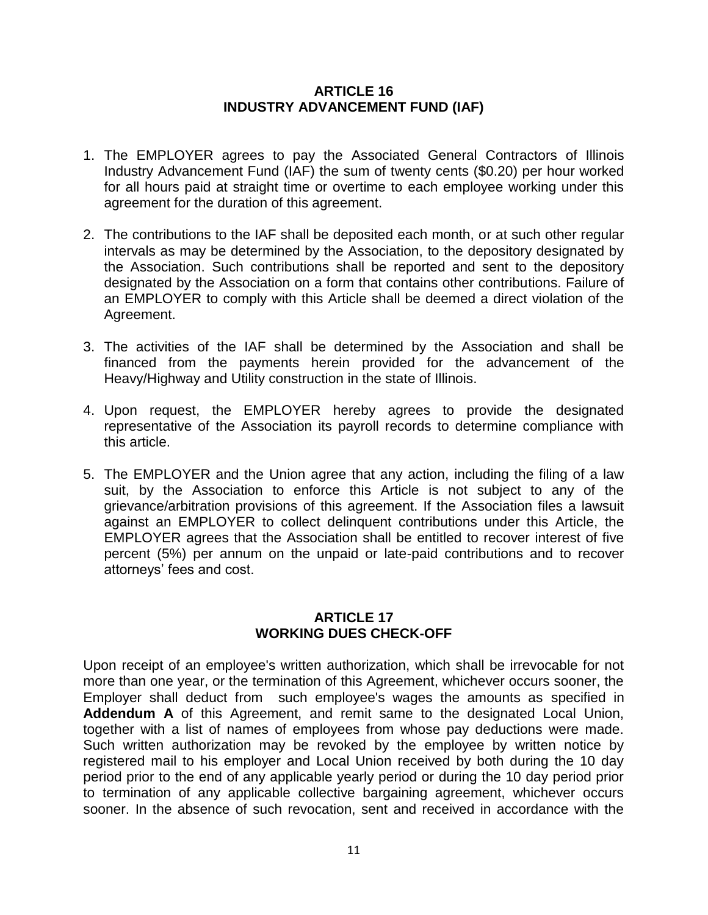## ARTICLE 16
## INDUSTRY ADVANCEMENT FUND (IAF)

1. The EMPLOYER agrees to pay the Associated General Contractors of Illinois Industry Advancement Fund (IAF) the sum of twenty cents ($0.20) per hour worked for all hours paid at straight time or overtime to each employee working under this agreement for the duration of this agreement.

2. The contributions to the IAF shall be deposited each month, or at such other regular intervals as may be determined by the Association, to the depository designated by the Association. Such contributions shall be reported and sent to the depository designated by the Association on a form that contains other contributions. Failure of an EMPLOYER to comply with this Article shall be deemed a direct violation of the Agreement.

3. The activities of the IAF shall be determined by the Association and shall be financed from the payments herein provided for the advancement of the Heavy/Highway and Utility construction in the state of Illinois.

4. Upon request, the EMPLOYER hereby agrees to provide the designated representative of the Association its payroll records to determine compliance with this article.

5. The EMPLOYER and the Union agree that any action, including the filing of a law suit, by the Association to enforce this Article is not subject to any of the grievance/arbitration provisions of this agreement. If the Association files a lawsuit against an EMPLOYER to collect delinquent contributions under this Article, the EMPLOYER agrees that the Association shall be entitled to recover interest of five percent (5%) per annum on the unpaid or late-paid contributions and to recover attorneys' fees and cost.

## ARTICLE 17
## WORKING DUES CHECK-OFF

Upon receipt of an employee's written authorization, which shall be irrevocable for not more than one year, or the termination of this Agreement, whichever occurs sooner, the Employer shall deduct from such employee's wages the amounts as specified in **Addendum A** of this Agreement, and remit same to the designated Local Union, together with a list of names of employees from whose pay deductions were made. Such written authorization may be revoked by the employee by written notice by registered mail to his employer and Local Union received by both during the 10 day period prior to the end of any applicable yearly period or during the 10 day period prior to termination of any applicable collective bargaining agreement, whichever occurs sooner. In the absence of such revocation, sent and received in accordance with the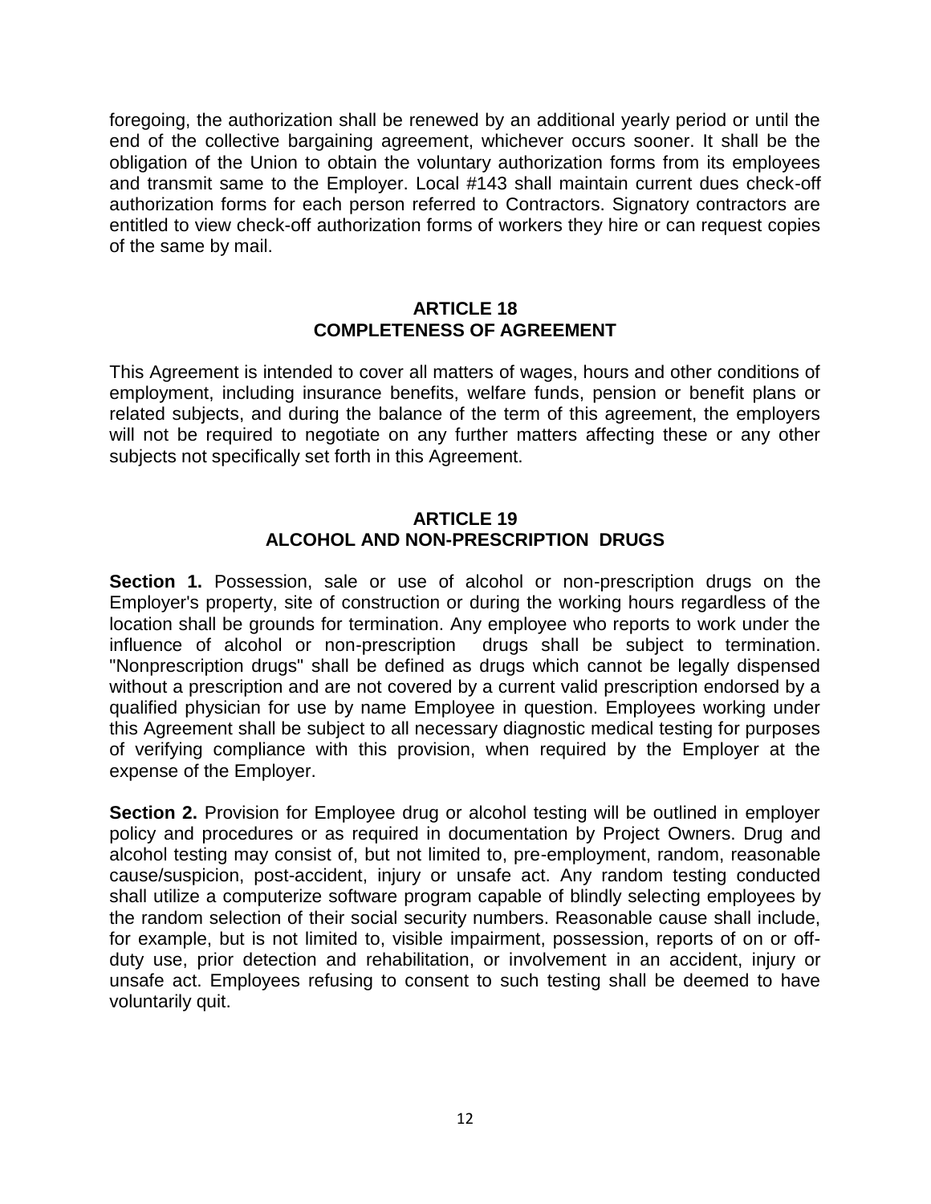foregoing, the authorization shall be renewed by an additional yearly period or until the end of the collective bargaining agreement, whichever occurs sooner. It shall be the obligation of the Union to obtain the voluntary authorization forms from its employees and transmit same to the Employer. Local #143 shall maintain current dues check-off authorization forms for each person referred to Contractors. Signatory contractors are entitled to view check-off authorization forms of workers they hire or can request copies of the same by mail.

## ARTICLE 18
## COMPLETENESS OF AGREEMENT

This Agreement is intended to cover all matters of wages, hours and other conditions of employment, including insurance benefits, welfare funds, pension or benefit plans or related subjects, and during the balance of the term of this agreement, the employers will not be required to negotiate on any further matters affecting these or any other subjects not specifically set forth in this Agreement.

## ARTICLE 19
## ALCOHOL AND NON-PRESCRIPTION DRUGS

**Section 1.** Possession, sale or use of alcohol or non-prescription drugs on the Employer's property, site of construction or during the working hours regardless of the location shall be grounds for termination. Any employee who reports to work under the influence of alcohol or non-prescription drugs shall be subject to termination. "Nonprescription drugs" shall be defined as drugs which cannot be legally dispensed without a prescription and are not covered by a current valid prescription endorsed by a qualified physician for use by name Employee in question. Employees working under this Agreement shall be subject to all necessary diagnostic medical testing for purposes of verifying compliance with this provision, when required by the Employer at the expense of the Employer.

**Section 2.** Provision for Employee drug or alcohol testing will be outlined in employer policy and procedures or as required in documentation by Project Owners. Drug and alcohol testing may consist of, but not limited to, pre-employment, random, reasonable cause/suspicion, post-accident, injury or unsafe act. Any random testing conducted shall utilize a computerize software program capable of blindly selecting employees by the random selection of their social security numbers. Reasonable cause shall include, for example, but is not limited to, visible impairment, possession, reports of on or off-duty use, prior detection and rehabilitation, or involvement in an accident, injury or unsafe act. Employees refusing to consent to such testing shall be deemed to have voluntarily quit.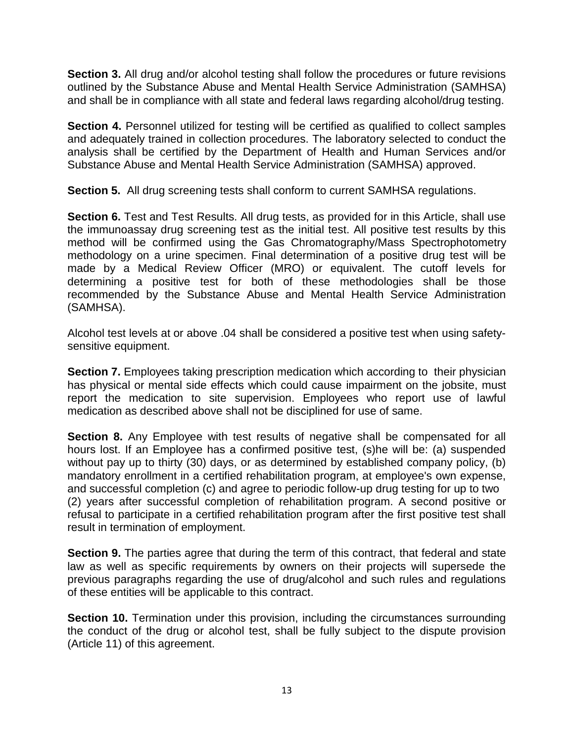**Section 3.** All drug and/or alcohol testing shall follow the procedures or future revisions outlined by the Substance Abuse and Mental Health Service Administration (SAMHSA) and shall be in compliance with all state and federal laws regarding alcohol/drug testing.

**Section 4.** Personnel utilized for testing will be certified as qualified to collect samples and adequately trained in collection procedures. The laboratory selected to conduct the analysis shall be certified by the Department of Health and Human Services and/or Substance Abuse and Mental Health Service Administration (SAMHSA) approved.

**Section 5.** All drug screening tests shall conform to current SAMHSA regulations.

**Section 6.** Test and Test Results. All drug tests, as provided for in this Article, shall use the immunoassay drug screening test as the initial test. All positive test results by this method will be confirmed using the Gas Chromatography/Mass Spectrophotometry methodology on a urine specimen. Final determination of a positive drug test will be made by a Medical Review Officer (MRO) or equivalent. The cutoff levels for determining a positive test for both of these methodologies shall be those recommended by the Substance Abuse and Mental Health Service Administration (SAMHSA).

Alcohol test levels at or above .04 shall be considered a positive test when using safety-sensitive equipment.

**Section 7.** Employees taking prescription medication which according to their physician has physical or mental side effects which could cause impairment on the jobsite, must report the medication to site supervision. Employees who report use of lawful medication as described above shall not be disciplined for use of same.

**Section 8.** Any Employee with test results of negative shall be compensated for all hours lost. If an Employee has a confirmed positive test, (s)he will be: (a) suspended without pay up to thirty (30) days, or as determined by established company policy, (b) mandatory enrollment in a certified rehabilitation program, at employee's own expense, and successful completion (c) and agree to periodic follow-up drug testing for up to two (2) years after successful completion of rehabilitation program. A second positive or refusal to participate in a certified rehabilitation program after the first positive test shall result in termination of employment.

**Section 9.** The parties agree that during the term of this contract, that federal and state law as well as specific requirements by owners on their projects will supersede the previous paragraphs regarding the use of drug/alcohol and such rules and regulations of these entities will be applicable to this contract.

**Section 10.** Termination under this provision, including the circumstances surrounding the conduct of the drug or alcohol test, shall be fully subject to the dispute provision (Article 11) of this agreement.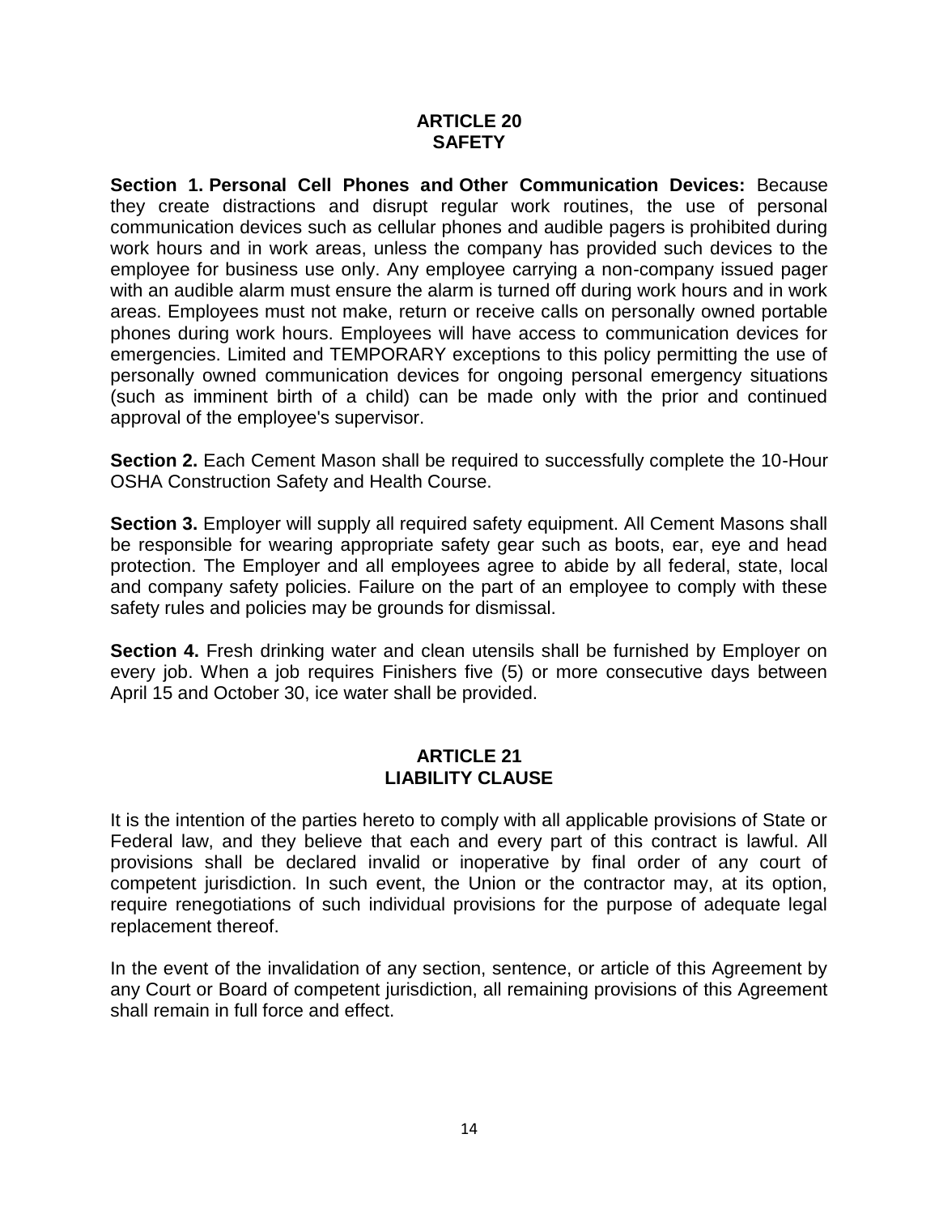## ARTICLE 20
## SAFETY

**Section 1. Personal Cell Phones and Other Communication Devices:** Because they create distractions and disrupt regular work routines, the use of personal communication devices such as cellular phones and audible pagers is prohibited during work hours and in work areas, unless the company has provided such devices to the employee for business use only. Any employee carrying a non-company issued pager with an audible alarm must ensure the alarm is turned off during work hours and in work areas. Employees must not make, return or receive calls on personally owned portable phones during work hours. Employees will have access to communication devices for emergencies. Limited and TEMPORARY exceptions to this policy permitting the use of personally owned communication devices for ongoing personal emergency situations (such as imminent birth of a child) can be made only with the prior and continued approval of the employee's supervisor.

**Section 2.** Each Cement Mason shall be required to successfully complete the 10-Hour OSHA Construction Safety and Health Course.

**Section 3.** Employer will supply all required safety equipment. All Cement Masons shall be responsible for wearing appropriate safety gear such as boots, ear, eye and head protection. The Employer and all employees agree to abide by all federal, state, local and company safety policies. Failure on the part of an employee to comply with these safety rules and policies may be grounds for dismissal.

**Section 4.** Fresh drinking water and clean utensils shall be furnished by Employer on every job. When a job requires Finishers five (5) or more consecutive days between April 15 and October 30, ice water shall be provided.

## ARTICLE 21
## LIABILITY CLAUSE

It is the intention of the parties hereto to comply with all applicable provisions of State or Federal law, and they believe that each and every part of this contract is lawful. All provisions shall be declared invalid or inoperative by final order of any court of competent jurisdiction. In such event, the Union or the contractor may, at its option, require renegotiations of such individual provisions for the purpose of adequate legal replacement thereof.

In the event of the invalidation of any section, sentence, or article of this Agreement by any Court or Board of competent jurisdiction, all remaining provisions of this Agreement shall remain in full force and effect.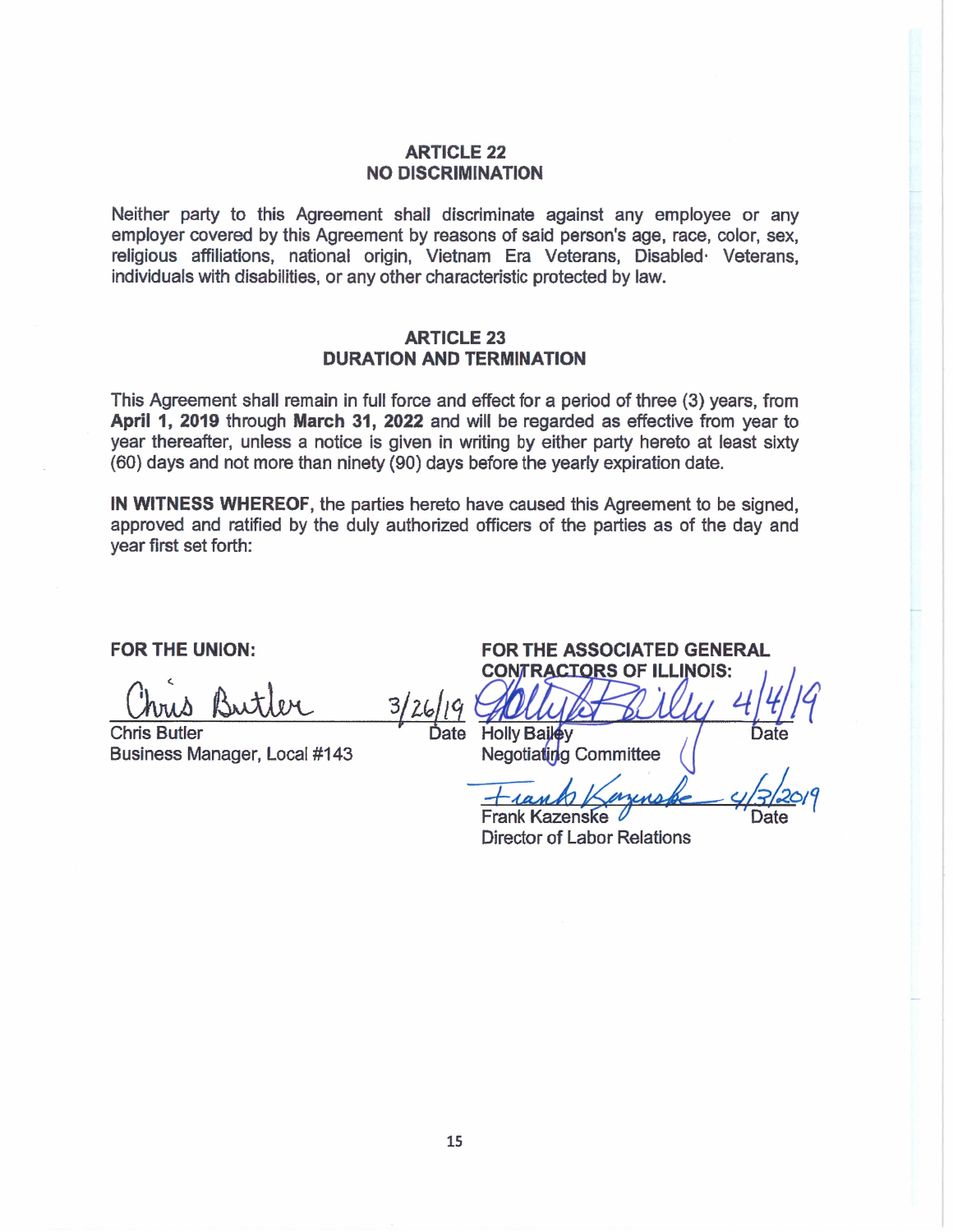## ARTICLE 22
## NO DISCRIMINATION

Neither party to this Agreement shall discriminate against any employee or any employer covered by this Agreement by reasons of said person's age, race, color, sex, religious affiliations, national origin, Vietnam Era Veterans, Disabled· Veterans, individuals with disabilities, or any other characteristic protected by law.

## ARTICLE 23
## DURATION AND TERMINATION

This Agreement shall remain in full force and effect for a period of three (3) years, from **April 1, 2019** through **March 31, 2022** and will be regarded as effective from year to year thereafter, unless a notice is given in writing by either party hereto at least sixty (60) days and not more than ninety (90) days before the yearly expiration date.

**IN WITNESS WHEREOF**, the parties hereto have caused this Agreement to be signed, approved and ratified by the duly authorized officers of the parties as of the day and year first set forth:

**FOR THE UNION:**

Chris Butler — 3/26/19
Chris Butler, Date
Business Manager, Local #143

**FOR THE ASSOCIATED GENERAL CONTRACTORS OF ILLINOIS:**

Holly Bailey — 4/4/19
Holly Bailey, Date
Negotiating Committee

Frank Kazenske — 4/3/2019
Frank Kazenske, Date
Director of Labor Relations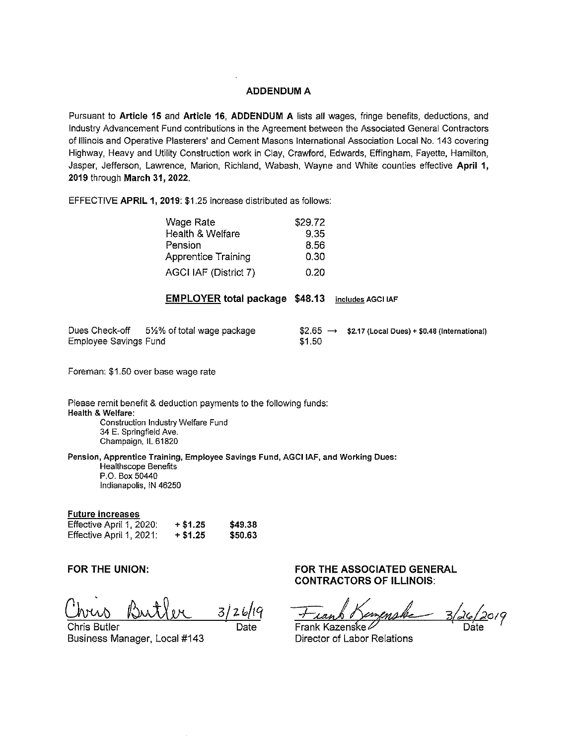## ADDENDUM A

Pursuant to **Article 15** and **Article 16**, **ADDENDUM A** lists all wages, fringe benefits, deductions, and Industry Advancement Fund contributions in the Agreement between the Associated General Contractors of Illinois and Operative Plasterers' and Cement Masons International Association Local No. 143 covering Highway, Heavy and Utility Construction work in Clay, Crawford, Edwards, Effingham, Fayette, Hamilton, Jasper, Jefferson, Lawrence, Marion, Richland, Wabash, Wayne and White counties effective **April 1, 2019** through **March 31, 2022.**

EFFECTIVE **APRIL 1, 2019**: $1.25 increase distributed as follows:

| | |
|---|---|
| Wage Rate | $29.72 |
| Health & Welfare | 9.35 |
| Pension | 8.56 |
| Apprentice Training | 0.30 |
| AGCI IAF (District 7) | 0.20 |

**EMPLOYER total package $48.13** includes AGCI IAF

| | | | |
|---|---|---|---|
| Dues Check-off | 5½% of total wage package | $2.65 → | $2.17 (Local Dues) + $0.48 (International) |
| Employee Savings Fund | | $1.50 | |

Foreman: $1.50 over base wage rate

Please remit benefit & deduction payments to the following funds:

**Health & Welfare:**

Construction Industry Welfare Fund
34 E. Springfield Ave.
Champaign, IL 61820

**Pension, Apprentice Training, Employee Savings Fund, AGCI IAF, and Working Dues:**

Healthscope Benefits
P.O. Box 50440
Indianapolis, IN 46250

**Future increases**

| | | |
|---|---|---|
| Effective April 1, 2020: | + $1.25 | $49.38 |
| Effective April 1, 2021: | + $1.25 | $50.63 |

**FOR THE UNION:**

Chris Butler 3/26/19

Chris Butler — Date
Business Manager, Local #143

**FOR THE ASSOCIATED GENERAL CONTRACTORS OF ILLINOIS:**

Frank Kazenske 3/26/2019

Frank Kazenske — Date
Director of Labor Relations